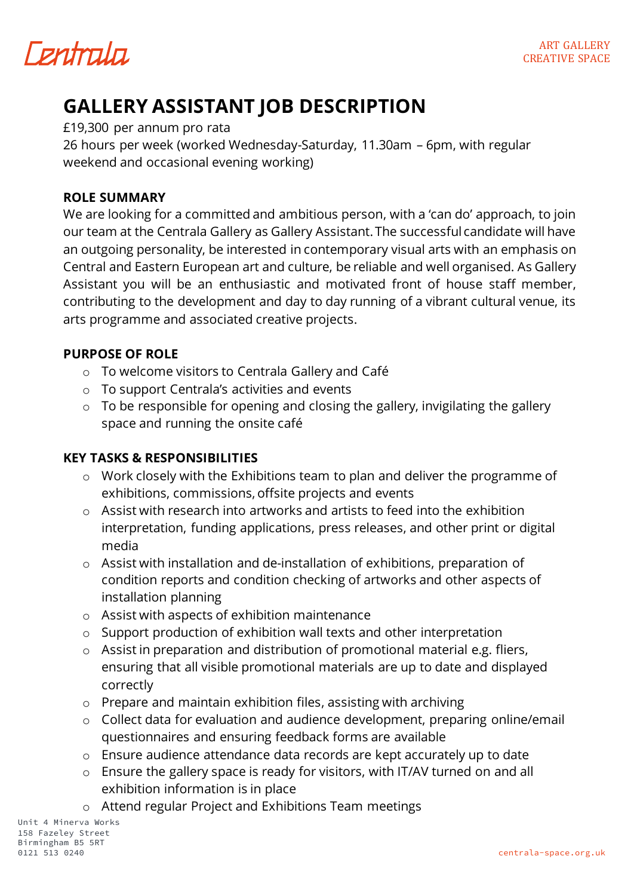# GALLERY ASSISTANT JOB DESCRIPTION

£19,300 per annum pro rata
26 hours per week (worked Wednesday-Saturday, 11.30am – 6pm, with regular weekend and occasional evening working)

## ROLE SUMMARY

We are looking for a committed and ambitious person, with a 'can do' approach, to join our team at the Centrala Gallery as Gallery Assistant. The successful candidate will have an outgoing personality, be interested in contemporary visual arts with an emphasis on Central and Eastern European art and culture, be reliable and well organised. As Gallery Assistant you will be an enthusiastic and motivated front of house staff member, contributing to the development and day to day running of a vibrant cultural venue, its arts programme and associated creative projects.

## PURPOSE OF ROLE

- To welcome visitors to Centrala Gallery and Café
- To support Centrala's activities and events
- To be responsible for opening and closing the gallery, invigilating the gallery space and running the onsite café

## KEY TASKS & RESPONSIBILITIES

- Work closely with the Exhibitions team to plan and deliver the programme of exhibitions, commissions, offsite projects and events
- Assist with research into artworks and artists to feed into the exhibition interpretation, funding applications, press releases, and other print or digital media
- Assist with installation and de-installation of exhibitions, preparation of condition reports and condition checking of artworks and other aspects of installation planning
- Assist with aspects of exhibition maintenance
- Support production of exhibition wall texts and other interpretation
- Assist in preparation and distribution of promotional material e.g. fliers, ensuring that all visible promotional materials are up to date and displayed correctly
- Prepare and maintain exhibition files, assisting with archiving
- Collect data for evaluation and audience development, preparing online/email questionnaires and ensuring feedback forms are available
- Ensure audience attendance data records are kept accurately up to date
- Ensure the gallery space is ready for visitors, with IT/AV turned on and all exhibition information is in place
- Attend regular Project and Exhibitions Team meetings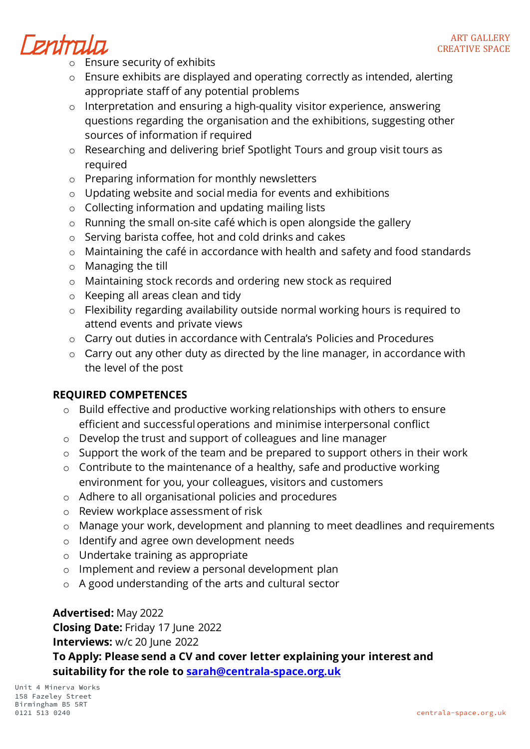- Ensure security of exhibits
- Ensure exhibits are displayed and operating correctly as intended, alerting appropriate staff of any potential problems
- Interpretation and ensuring a high-quality visitor experience, answering questions regarding the organisation and the exhibitions, suggesting other sources of information if required
- Researching and delivering brief Spotlight Tours and group visit tours as required
- Preparing information for monthly newsletters
- Updating website and social media for events and exhibitions
- Collecting information and updating mailing lists
- Running the small on-site café which is open alongside the gallery
- Serving barista coffee, hot and cold drinks and cakes
- Maintaining the café in accordance with health and safety and food standards
- Managing the till
- Maintaining stock records and ordering new stock as required
- Keeping all areas clean and tidy
- Flexibility regarding availability outside normal working hours is required to attend events and private views
- Carry out duties in accordance with Centrala's Policies and Procedures
- Carry out any other duty as directed by the line manager, in accordance with the level of the post

**REQUIRED COMPETENCES**

- Build effective and productive working relationships with others to ensure efficient and successful operations and minimise interpersonal conflict
- Develop the trust and support of colleagues and line manager
- Support the work of the team and be prepared to support others in their work
- Contribute to the maintenance of a healthy, safe and productive working environment for you, your colleagues, visitors and customers
- Adhere to all organisational policies and procedures
- Review workplace assessment of risk
- Manage your work, development and planning to meet deadlines and requirements
- Identify and agree own development needs
- Undertake training as appropriate
- Implement and review a personal development plan
- A good understanding of the arts and cultural sector

**Advertised:** May 2022
**Closing Date:** Friday 17 June 2022
**Interviews:** w/c 20 June 2022
**To Apply: Please send a CV and cover letter explaining your interest and suitability for the role to [sarah@centrala-space.org.uk](mailto:sarah@centrala-space.org.uk)**

Unit 4 Minerva Works
158 Fazeley Street
Birmingham B5 5RT
0121 513 0240

centrala-space.org.uk